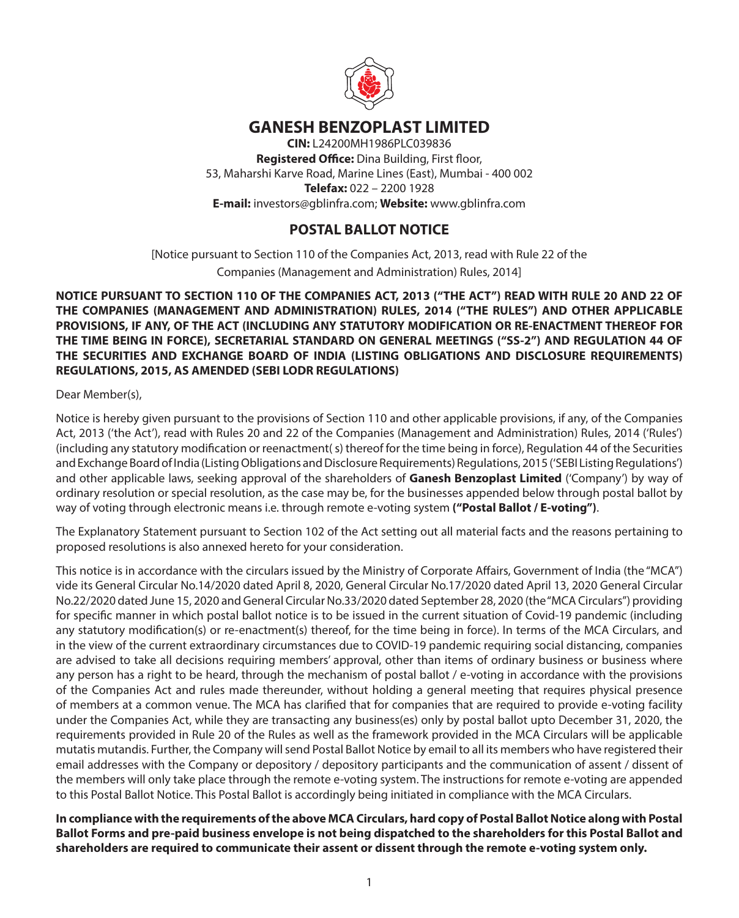# GANESH BENZOPLAST LIMITED

**CIN:** L24200MH1986PLC039836
**Registered Office:** Dina Building, First floor,
53, Maharshi Karve Road, Marine Lines (East), Mumbai - 400 002
**Telefax:** 022 – 2200 1928
**E-mail:** investors@gblinfra.com; **Website:** www.gblinfra.com

## POSTAL BALLOT NOTICE

[Notice pursuant to Section 110 of the Companies Act, 2013, read with Rule 22 of the Companies (Management and Administration) Rules, 2014]

**NOTICE PURSUANT TO SECTION 110 OF THE COMPANIES ACT, 2013 ("THE ACT") READ WITH RULE 20 AND 22 OF THE COMPANIES (MANAGEMENT AND ADMINISTRATION) RULES, 2014 ("THE RULES") AND OTHER APPLICABLE PROVISIONS, IF ANY, OF THE ACT (INCLUDING ANY STATUTORY MODIFICATION OR RE-ENACTMENT THEREOF FOR THE TIME BEING IN FORCE), SECRETARIAL STANDARD ON GENERAL MEETINGS ("SS-2") AND REGULATION 44 OF THE SECURITIES AND EXCHANGE BOARD OF INDIA (LISTING OBLIGATIONS AND DISCLOSURE REQUIREMENTS) REGULATIONS, 2015, AS AMENDED (SEBI LODR REGULATIONS)**

Dear Member(s),

Notice is hereby given pursuant to the provisions of Section 110 and other applicable provisions, if any, of the Companies Act, 2013 ('the Act'), read with Rules 20 and 22 of the Companies (Management and Administration) Rules, 2014 ('Rules') (including any statutory modification or reenactment( s) thereof for the time being in force), Regulation 44 of the Securities and Exchange Board of India (Listing Obligations and Disclosure Requirements) Regulations, 2015 ('SEBI Listing Regulations') and other applicable laws, seeking approval of the shareholders of **Ganesh Benzoplast Limited** ('Company') by way of ordinary resolution or special resolution, as the case may be, for the businesses appended below through postal ballot by way of voting through electronic means i.e. through remote e-voting system **("Postal Ballot / E-voting")**.

The Explanatory Statement pursuant to Section 102 of the Act setting out all material facts and the reasons pertaining to proposed resolutions is also annexed hereto for your consideration.

This notice is in accordance with the circulars issued by the Ministry of Corporate Affairs, Government of India (the "MCA") vide its General Circular No.14/2020 dated April 8, 2020, General Circular No.17/2020 dated April 13, 2020 General Circular No.22/2020 dated June 15, 2020 and General Circular No.33/2020 dated September 28, 2020 (the "MCA Circulars") providing for specific manner in which postal ballot notice is to be issued in the current situation of Covid-19 pandemic (including any statutory modification(s) or re-enactment(s) thereof, for the time being in force). In terms of the MCA Circulars, and in the view of the current extraordinary circumstances due to COVID-19 pandemic requiring social distancing, companies are advised to take all decisions requiring members' approval, other than items of ordinary business or business where any person has a right to be heard, through the mechanism of postal ballot / e-voting in accordance with the provisions of the Companies Act and rules made thereunder, without holding a general meeting that requires physical presence of members at a common venue. The MCA has clarified that for companies that are required to provide e-voting facility under the Companies Act, while they are transacting any business(es) only by postal ballot upto December 31, 2020, the requirements provided in Rule 20 of the Rules as well as the framework provided in the MCA Circulars will be applicable mutatis mutandis. Further, the Company will send Postal Ballot Notice by email to all its members who have registered their email addresses with the Company or depository / depository participants and the communication of assent / dissent of the members will only take place through the remote e-voting system. The instructions for remote e-voting are appended to this Postal Ballot Notice. This Postal Ballot is accordingly being initiated in compliance with the MCA Circulars.

**In compliance with the requirements of the above MCA Circulars, hard copy of Postal Ballot Notice along with Postal Ballot Forms and pre-paid business envelope is not being dispatched to the shareholders for this Postal Ballot and shareholders are required to communicate their assent or dissent through the remote e-voting system only.**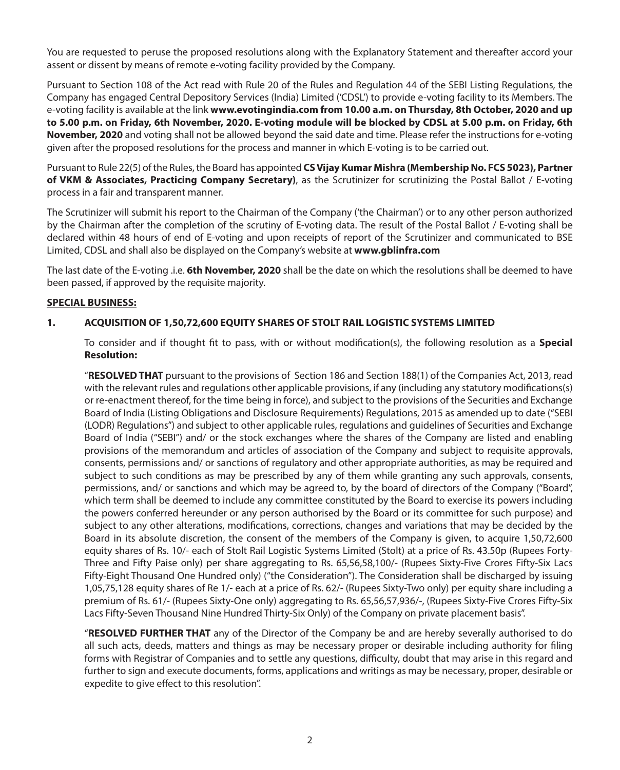You are requested to peruse the proposed resolutions along with the Explanatory Statement and thereafter accord your assent or dissent by means of remote e-voting facility provided by the Company.

Pursuant to Section 108 of the Act read with Rule 20 of the Rules and Regulation 44 of the SEBI Listing Regulations, the Company has engaged Central Depository Services (India) Limited ('CDSL') to provide e-voting facility to its Members. The e-voting facility is available at the link **www.evotingindia.com from 10.00 a.m. on Thursday, 8th October, 2020 and up to 5.00 p.m. on Friday, 6th November, 2020. E-voting module will be blocked by CDSL at 5.00 p.m. on Friday, 6th November, 2020** and voting shall not be allowed beyond the said date and time. Please refer the instructions for e-voting given after the proposed resolutions for the process and manner in which E-voting is to be carried out.

Pursuant to Rule 22(5) of the Rules, the Board has appointed **CS Vijay Kumar Mishra (Membership No. FCS 5023), Partner of VKM & Associates, Practicing Company Secretary)**, as the Scrutinizer for scrutinizing the Postal Ballot / E-voting process in a fair and transparent manner.

The Scrutinizer will submit his report to the Chairman of the Company ('the Chairman') or to any other person authorized by the Chairman after the completion of the scrutiny of E-voting data. The result of the Postal Ballot / E-voting shall be declared within 48 hours of end of E-voting and upon receipts of report of the Scrutinizer and communicated to BSE Limited, CDSL and shall also be displayed on the Company's website at **www.gblinfra.com**

The last date of the E-voting .i.e. **6th November, 2020** shall be the date on which the resolutions shall be deemed to have been passed, if approved by the requisite majority.

## SPECIAL BUSINESS:

### 1. ACQUISITION OF 1,50,72,600 EQUITY SHARES OF STOLT RAIL LOGISTIC SYSTEMS LIMITED

To consider and if thought fit to pass, with or without modification(s), the following resolution as a **Special Resolution:**

"**RESOLVED THAT** pursuant to the provisions of Section 186 and Section 188(1) of the Companies Act, 2013, read with the relevant rules and regulations other applicable provisions, if any (including any statutory modifications(s) or re-enactment thereof, for the time being in force), and subject to the provisions of the Securities and Exchange Board of India (Listing Obligations and Disclosure Requirements) Regulations, 2015 as amended up to date ("SEBI (LODR) Regulations") and subject to other applicable rules, regulations and guidelines of Securities and Exchange Board of India ("SEBI") and/ or the stock exchanges where the shares of the Company are listed and enabling provisions of the memorandum and articles of association of the Company and subject to requisite approvals, consents, permissions and/ or sanctions of regulatory and other appropriate authorities, as may be required and subject to such conditions as may be prescribed by any of them while granting any such approvals, consents, permissions, and/ or sanctions and which may be agreed to, by the board of directors of the Company ("Board", which term shall be deemed to include any committee constituted by the Board to exercise its powers including the powers conferred hereunder or any person authorised by the Board or its committee for such purpose) and subject to any other alterations, modifications, corrections, changes and variations that may be decided by the Board in its absolute discretion, the consent of the members of the Company is given, to acquire 1,50,72,600 equity shares of Rs. 10/- each of Stolt Rail Logistic Systems Limited (Stolt) at a price of Rs. 43.50p (Rupees Forty-Three and Fifty Paise only) per share aggregating to Rs. 65,56,58,100/- (Rupees Sixty-Five Crores Fifty-Six Lacs Fifty-Eight Thousand One Hundred only) ("the Consideration"). The Consideration shall be discharged by issuing 1,05,75,128 equity shares of Re 1/- each at a price of Rs. 62/- (Rupees Sixty-Two only) per equity share including a premium of Rs. 61/- (Rupees Sixty-One only) aggregating to Rs. 65,56,57,936/-, (Rupees Sixty-Five Crores Fifty-Six Lacs Fifty-Seven Thousand Nine Hundred Thirty-Six Only) of the Company on private placement basis".

"**RESOLVED FURTHER THAT** any of the Director of the Company be and are hereby severally authorised to do all such acts, deeds, matters and things as may be necessary proper or desirable including authority for filing forms with Registrar of Companies and to settle any questions, difficulty, doubt that may arise in this regard and further to sign and execute documents, forms, applications and writings as may be necessary, proper, desirable or expedite to give effect to this resolution".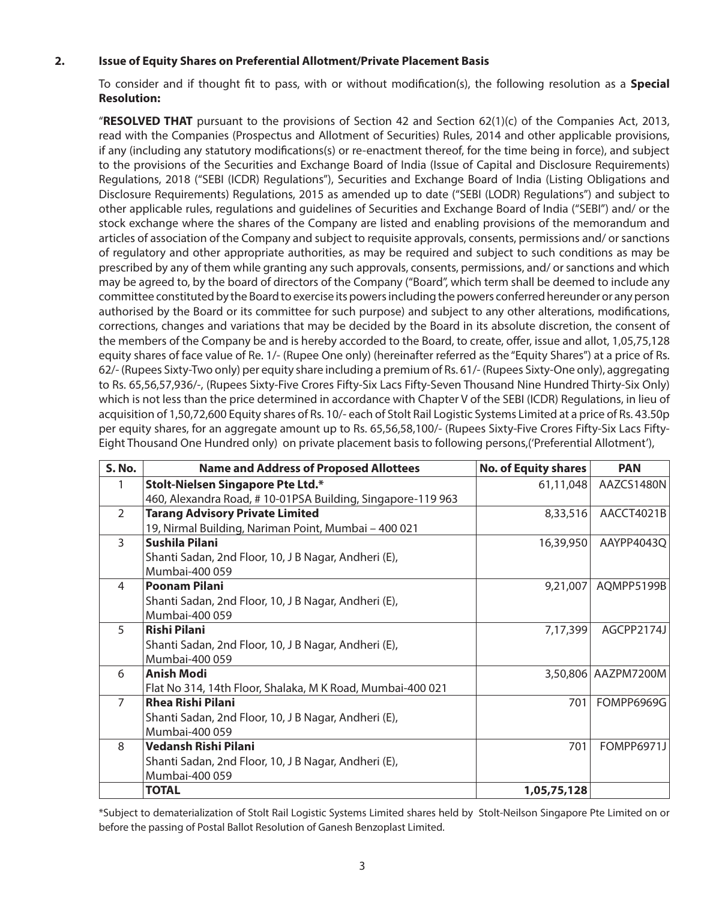**2. Issue of Equity Shares on Preferential Allotment/Private Placement Basis**

To consider and if thought fit to pass, with or without modification(s), the following resolution as a **Special Resolution:**

"**RESOLVED THAT** pursuant to the provisions of Section 42 and Section 62(1)(c) of the Companies Act, 2013, read with the Companies (Prospectus and Allotment of Securities) Rules, 2014 and other applicable provisions, if any (including any statutory modifications(s) or re-enactment thereof, for the time being in force), and subject to the provisions of the Securities and Exchange Board of India (Issue of Capital and Disclosure Requirements) Regulations, 2018 ("SEBI (ICDR) Regulations"), Securities and Exchange Board of India (Listing Obligations and Disclosure Requirements) Regulations, 2015 as amended up to date ("SEBI (LODR) Regulations") and subject to other applicable rules, regulations and guidelines of Securities and Exchange Board of India ("SEBI") and/ or the stock exchange where the shares of the Company are listed and enabling provisions of the memorandum and articles of association of the Company and subject to requisite approvals, consents, permissions and/ or sanctions of regulatory and other appropriate authorities, as may be required and subject to such conditions as may be prescribed by any of them while granting any such approvals, consents, permissions, and/ or sanctions and which may be agreed to, by the board of directors of the Company ("Board", which term shall be deemed to include any committee constituted by the Board to exercise its powers including the powers conferred hereunder or any person authorised by the Board or its committee for such purpose) and subject to any other alterations, modifications, corrections, changes and variations that may be decided by the Board in its absolute discretion, the consent of the members of the Company be and is hereby accorded to the Board, to create, offer, issue and allot, 1,05,75,128 equity shares of face value of Re. 1/- (Rupee One only) (hereinafter referred as the "Equity Shares") at a price of Rs. 62/- (Rupees Sixty-Two only) per equity share including a premium of Rs. 61/- (Rupees Sixty-One only), aggregating to Rs. 65,56,57,936/-, (Rupees Sixty-Five Crores Fifty-Six Lacs Fifty-Seven Thousand Nine Hundred Thirty-Six Only) which is not less than the price determined in accordance with Chapter V of the SEBI (ICDR) Regulations, in lieu of acquisition of 1,50,72,600 Equity shares of Rs. 10/- each of Stolt Rail Logistic Systems Limited at a price of Rs. 43.50p per equity shares, for an aggregate amount up to Rs. 65,56,58,100/- (Rupees Sixty-Five Crores Fifty-Six Lacs Fifty-Eight Thousand One Hundred only) on private placement basis to following persons,('Preferential Allotment'),

| S. No. | Name and Address of Proposed Allottees | No. of Equity shares | PAN |
|---|---|---|---|
| 1 | **Stolt-Nielsen Singapore Pte Ltd.***<br>460, Alexandra Road, # 10-01PSA Building, Singapore-119 963 | 61,11,048 | AAZCS1480N |
| 2 | **Tarang Advisory Private Limited**<br>19, Nirmal Building, Nariman Point, Mumbai – 400 021 | 8,33,516 | AACCT4021B |
| 3 | **Sushila Pilani**<br>Shanti Sadan, 2nd Floor, 10, J B Nagar, Andheri (E), Mumbai-400 059 | 16,39,950 | AAYPP4043Q |
| 4 | **Poonam Pilani**<br>Shanti Sadan, 2nd Floor, 10, J B Nagar, Andheri (E), Mumbai-400 059 | 9,21,007 | AQMPP5199B |
| 5 | **Rishi Pilani**<br>Shanti Sadan, 2nd Floor, 10, J B Nagar, Andheri (E), Mumbai-400 059 | 7,17,399 | AGCPP2174J |
| 6 | **Anish Modi**<br>Flat No 314, 14th Floor, Shalaka, M K Road, Mumbai-400 021 | 3,50,806 | AAZPM7200M |
| 7 | **Rhea Rishi Pilani**<br>Shanti Sadan, 2nd Floor, 10, J B Nagar, Andheri (E), Mumbai-400 059 | 701 | FOMPP6969G |
| 8 | **Vedansh Rishi Pilani**<br>Shanti Sadan, 2nd Floor, 10, J B Nagar, Andheri (E), Mumbai-400 059 | 701 | FOMPP6971J |
| | **TOTAL** | **1,05,75,128** | |

*Subject to dematerialization of Stolt Rail Logistic Systems Limited shares held by Stolt-Neilson Singapore Pte Limited on or before the passing of Postal Ballot Resolution of Ganesh Benzoplast Limited.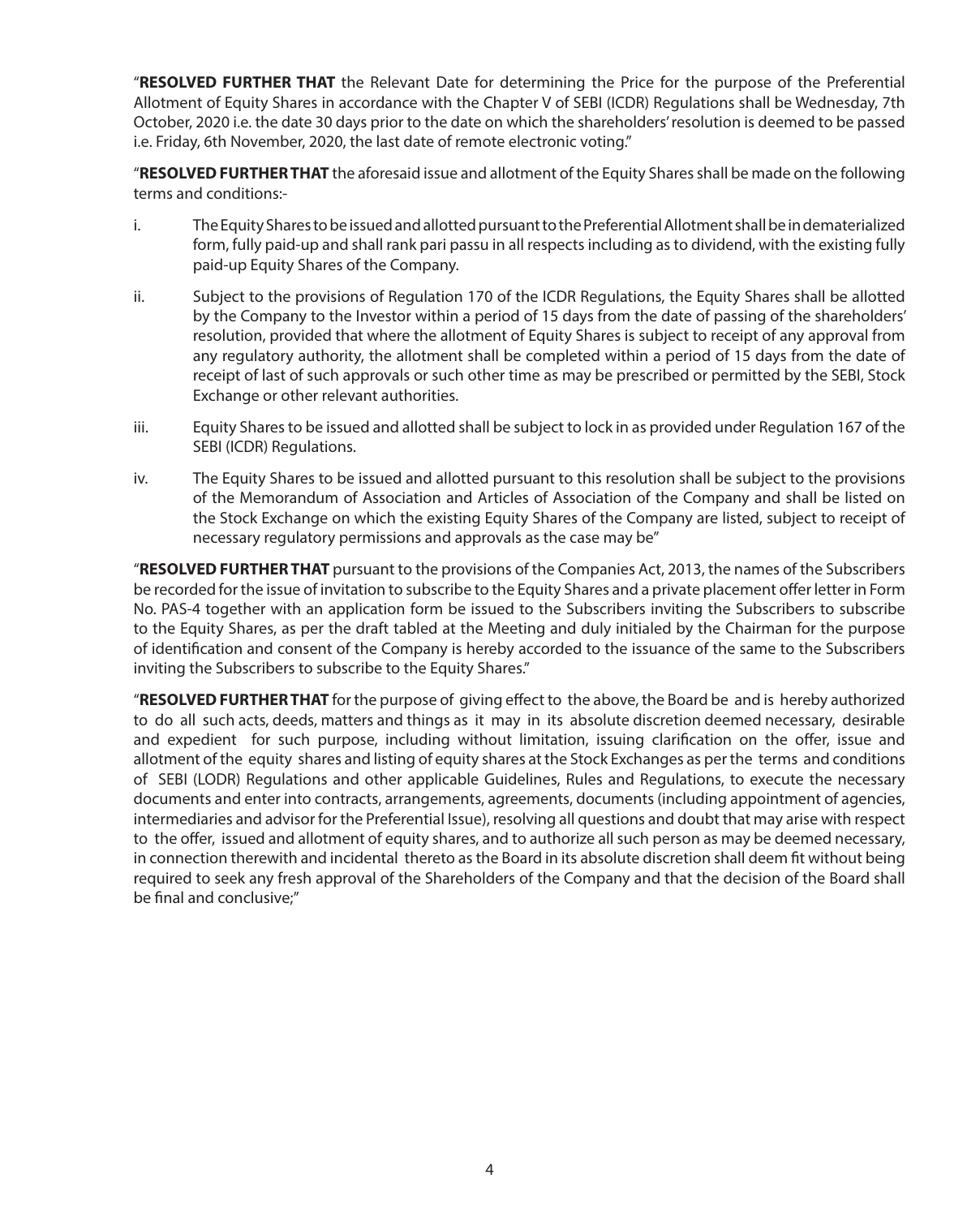"**RESOLVED FURTHER THAT** the Relevant Date for determining the Price for the purpose of the Preferential Allotment of Equity Shares in accordance with the Chapter V of SEBI (ICDR) Regulations shall be Wednesday, 7th October, 2020 i.e. the date 30 days prior to the date on which the shareholders' resolution is deemed to be passed i.e. Friday, 6th November, 2020, the last date of remote electronic voting."

"**RESOLVED FURTHER THAT** the aforesaid issue and allotment of the Equity Shares shall be made on the following terms and conditions:-

i. The Equity Shares to be issued and allotted pursuant to the Preferential Allotment shall be in dematerialized form, fully paid-up and shall rank pari passu in all respects including as to dividend, with the existing fully paid-up Equity Shares of the Company.

ii. Subject to the provisions of Regulation 170 of the ICDR Regulations, the Equity Shares shall be allotted by the Company to the Investor within a period of 15 days from the date of passing of the shareholders' resolution, provided that where the allotment of Equity Shares is subject to receipt of any approval from any regulatory authority, the allotment shall be completed within a period of 15 days from the date of receipt of last of such approvals or such other time as may be prescribed or permitted by the SEBI, Stock Exchange or other relevant authorities.

iii. Equity Shares to be issued and allotted shall be subject to lock in as provided under Regulation 167 of the SEBI (ICDR) Regulations.

iv. The Equity Shares to be issued and allotted pursuant to this resolution shall be subject to the provisions of the Memorandum of Association and Articles of Association of the Company and shall be listed on the Stock Exchange on which the existing Equity Shares of the Company are listed, subject to receipt of necessary regulatory permissions and approvals as the case may be"

"**RESOLVED FURTHER THAT** pursuant to the provisions of the Companies Act, 2013, the names of the Subscribers be recorded for the issue of invitation to subscribe to the Equity Shares and a private placement offer letter in Form No. PAS-4 together with an application form be issued to the Subscribers inviting the Subscribers to subscribe to the Equity Shares, as per the draft tabled at the Meeting and duly initialed by the Chairman for the purpose of identification and consent of the Company is hereby accorded to the issuance of the same to the Subscribers inviting the Subscribers to subscribe to the Equity Shares."

"**RESOLVED FURTHER THAT** for the purpose of giving effect to the above, the Board be and is hereby authorized to do all such acts, deeds, matters and things as it may in its absolute discretion deemed necessary, desirable and expedient for such purpose, including without limitation, issuing clarification on the offer, issue and allotment of the equity shares and listing of equity shares at the Stock Exchanges as per the terms and conditions of SEBI (LODR) Regulations and other applicable Guidelines, Rules and Regulations, to execute the necessary documents and enter into contracts, arrangements, agreements, documents (including appointment of agencies, intermediaries and advisor for the Preferential Issue), resolving all questions and doubt that may arise with respect to the offer, issued and allotment of equity shares, and to authorize all such person as may be deemed necessary, in connection therewith and incidental thereto as the Board in its absolute discretion shall deem fit without being required to seek any fresh approval of the Shareholders of the Company and that the decision of the Board shall be final and conclusive;"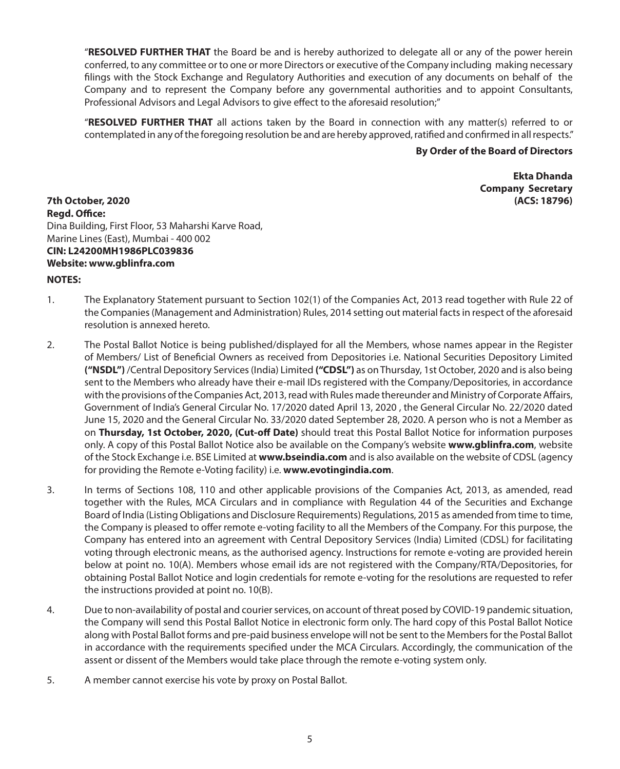"**RESOLVED FURTHER THAT** the Board be and is hereby authorized to delegate all or any of the power herein conferred, to any committee or to one or more Directors or executive of the Company including making necessary filings with the Stock Exchange and Regulatory Authorities and execution of any documents on behalf of the Company and to represent the Company before any governmental authorities and to appoint Consultants, Professional Advisors and Legal Advisors to give effect to the aforesaid resolution;"

"**RESOLVED FURTHER THAT** all actions taken by the Board in connection with any matter(s) referred to or contemplated in any of the foregoing resolution be and are hereby approved, ratified and confirmed in all respects."

**By Order of the Board of Directors**

**Ekta Dhanda**
**Company Secretary**
**(ACS: 18796)**

**7th October, 2020**
**Regd. Office:**
Dina Building, First Floor, 53 Maharshi Karve Road,
Marine Lines (East), Mumbai - 400 002
**CIN: L24200MH1986PLC039836**
**Website: www.gblinfra.com**

**NOTES:**

1. The Explanatory Statement pursuant to Section 102(1) of the Companies Act, 2013 read together with Rule 22 of the Companies (Management and Administration) Rules, 2014 setting out material facts in respect of the aforesaid resolution is annexed hereto.

2. The Postal Ballot Notice is being published/displayed for all the Members, whose names appear in the Register of Members/ List of Beneficial Owners as received from Depositories i.e. National Securities Depository Limited **("NSDL")** /Central Depository Services (India) Limited **("CDSL")** as on Thursday, 1st October, 2020 and is also being sent to the Members who already have their e-mail IDs registered with the Company/Depositories, in accordance with the provisions of the Companies Act, 2013, read with Rules made thereunder and Ministry of Corporate Affairs, Government of India's General Circular No. 17/2020 dated April 13, 2020 , the General Circular No. 22/2020 dated June 15, 2020 and the General Circular No. 33/2020 dated September 28, 2020. A person who is not a Member as on **Thursday, 1st October, 2020, (Cut-off Date)** should treat this Postal Ballot Notice for information purposes only. A copy of this Postal Ballot Notice also be available on the Company's website **www.gblinfra.com**, website of the Stock Exchange i.e. BSE Limited at **www.bseindia.com** and is also available on the website of CDSL (agency for providing the Remote e-Voting facility) i.e. **www.evotingindia.com**.

3. In terms of Sections 108, 110 and other applicable provisions of the Companies Act, 2013, as amended, read together with the Rules, MCA Circulars and in compliance with Regulation 44 of the Securities and Exchange Board of India (Listing Obligations and Disclosure Requirements) Regulations, 2015 as amended from time to time, the Company is pleased to offer remote e-voting facility to all the Members of the Company. For this purpose, the Company has entered into an agreement with Central Depository Services (India) Limited (CDSL) for facilitating voting through electronic means, as the authorised agency. Instructions for remote e-voting are provided herein below at point no. 10(A). Members whose email ids are not registered with the Company/RTA/Depositories, for obtaining Postal Ballot Notice and login credentials for remote e-voting for the resolutions are requested to refer the instructions provided at point no. 10(B).

4. Due to non-availability of postal and courier services, on account of threat posed by COVID-19 pandemic situation, the Company will send this Postal Ballot Notice in electronic form only. The hard copy of this Postal Ballot Notice along with Postal Ballot forms and pre-paid business envelope will not be sent to the Members for the Postal Ballot in accordance with the requirements specified under the MCA Circulars. Accordingly, the communication of the assent or dissent of the Members would take place through the remote e-voting system only.

5. A member cannot exercise his vote by proxy on Postal Ballot.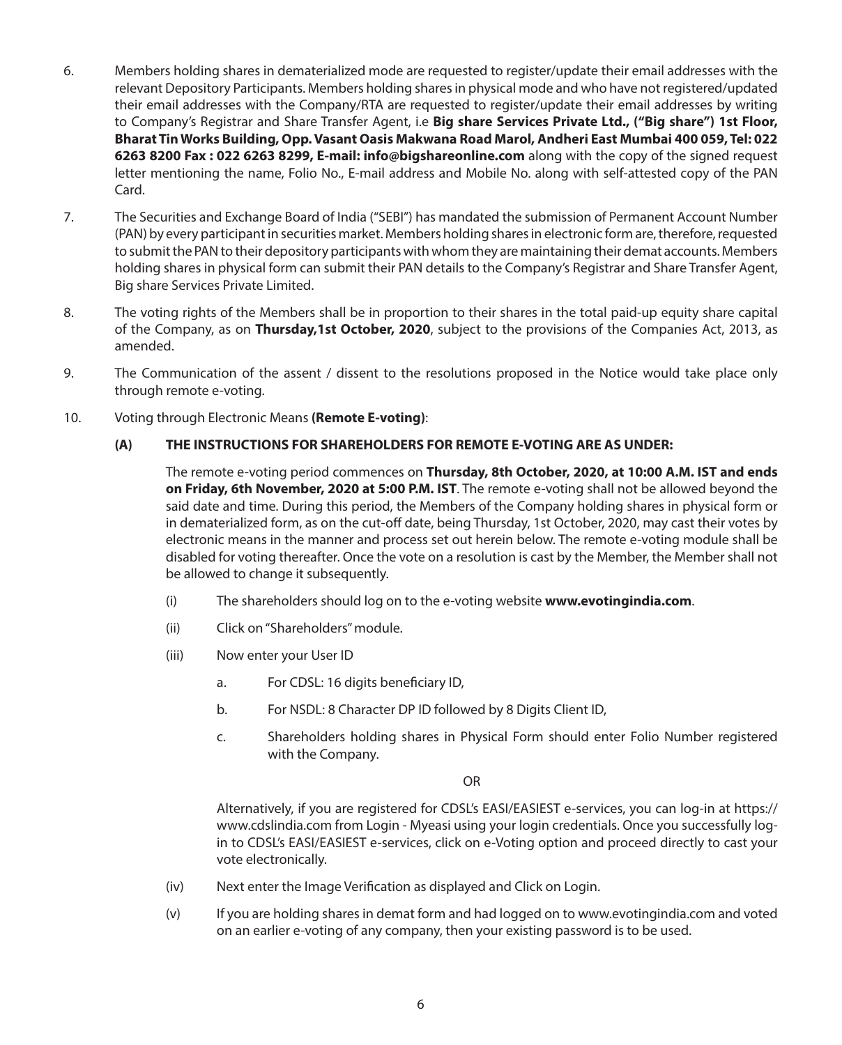6. Members holding shares in dematerialized mode are requested to register/update their email addresses with the relevant Depository Participants. Members holding shares in physical mode and who have not registered/updated their email addresses with the Company/RTA are requested to register/update their email addresses by writing to Company's Registrar and Share Transfer Agent, i.e **Big share Services Private Ltd., ("Big share") 1st Floor, Bharat Tin Works Building, Opp. Vasant Oasis Makwana Road Marol, Andheri East Mumbai 400 059, Tel: 022 6263 8200 Fax : 022 6263 8299, E-mail: info@bigshareonline.com** along with the copy of the signed request letter mentioning the name, Folio No., E-mail address and Mobile No. along with self-attested copy of the PAN Card.

7. The Securities and Exchange Board of India ("SEBI") has mandated the submission of Permanent Account Number (PAN) by every participant in securities market. Members holding shares in electronic form are, therefore, requested to submit the PAN to their depository participants with whom they are maintaining their demat accounts. Members holding shares in physical form can submit their PAN details to the Company's Registrar and Share Transfer Agent, Big share Services Private Limited.

8. The voting rights of the Members shall be in proportion to their shares in the total paid-up equity share capital of the Company, as on **Thursday,1st October, 2020**, subject to the provisions of the Companies Act, 2013, as amended.

9. The Communication of the assent / dissent to the resolutions proposed in the Notice would take place only through remote e-voting.

10. Voting through Electronic Means **(Remote E-voting)**:

   **(A) THE INSTRUCTIONS FOR SHAREHOLDERS FOR REMOTE E-VOTING ARE AS UNDER:**

   The remote e-voting period commences on **Thursday, 8th October, 2020, at 10:00 A.M. IST and ends on Friday, 6th November, 2020 at 5:00 P.M. IST**. The remote e-voting shall not be allowed beyond the said date and time. During this period, the Members of the Company holding shares in physical form or in dematerialized form, as on the cut-off date, being Thursday, 1st October, 2020, may cast their votes by electronic means in the manner and process set out herein below. The remote e-voting module shall be disabled for voting thereafter. Once the vote on a resolution is cast by the Member, the Member shall not be allowed to change it subsequently.

   (i) The shareholders should log on to the e-voting website **www.evotingindia.com**.

   (ii) Click on "Shareholders" module.

   (iii) Now enter your User ID

      a. For CDSL: 16 digits beneficiary ID,

      b. For NSDL: 8 Character DP ID followed by 8 Digits Client ID,

      c. Shareholders holding shares in Physical Form should enter Folio Number registered with the Company.

   OR

   Alternatively, if you are registered for CDSL's EASI/EASIEST e-services, you can log-in at https://www.cdslindia.com from Login - Myeasi using your login credentials. Once you successfully log-in to CDSL's EASI/EASIEST e-services, click on e-Voting option and proceed directly to cast your vote electronically.

   (iv) Next enter the Image Verification as displayed and Click on Login.

   (v) If you are holding shares in demat form and had logged on to www.evotingindia.com and voted on an earlier e-voting of any company, then your existing password is to be used.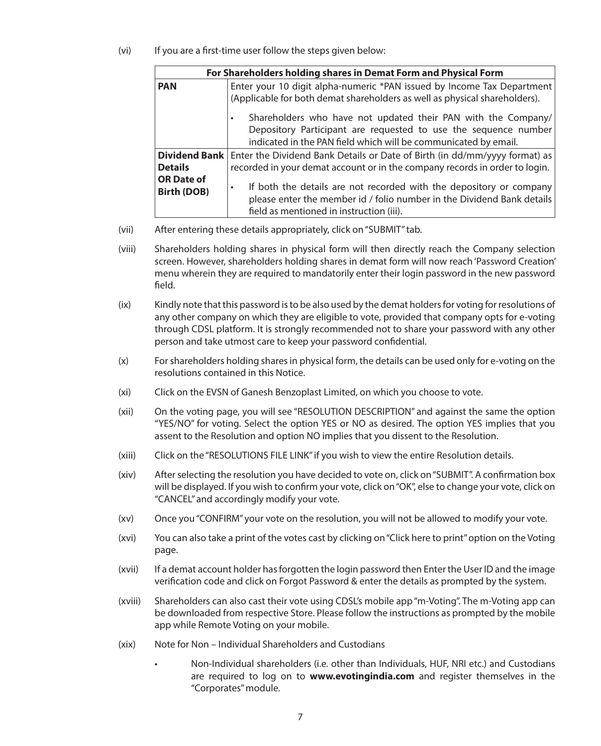(vi) If you are a first-time user follow the steps given below:

| For Shareholders holding shares in Demat Form and Physical Form | |
|---|---|
| **PAN** | Enter your 10 digit alpha-numeric *PAN issued by Income Tax Department (Applicable for both demat shareholders as well as physical shareholders).<br><br>• Shareholders who have not updated their PAN with the Company/ Depository Participant are requested to use the sequence number indicated in the PAN field which will be communicated by email. |
| **Dividend Bank Details OR Date of Birth (DOB)** | Enter the Dividend Bank Details or Date of Birth (in dd/mm/yyyy format) as recorded in your demat account or in the company records in order to login.<br><br>• If both the details are not recorded with the depository or company please enter the member id / folio number in the Dividend Bank details field as mentioned in instruction (iii). |

(vii) After entering these details appropriately, click on "SUBMIT" tab.

(viii) Shareholders holding shares in physical form will then directly reach the Company selection screen. However, shareholders holding shares in demat form will now reach 'Password Creation' menu wherein they are required to mandatorily enter their login password in the new password field.

(ix) Kindly note that this password is to be also used by the demat holders for voting for resolutions of any other company on which they are eligible to vote, provided that company opts for e-voting through CDSL platform. It is strongly recommended not to share your password with any other person and take utmost care to keep your password confidential.

(x) For shareholders holding shares in physical form, the details can be used only for e-voting on the resolutions contained in this Notice.

(xi) Click on the EVSN of Ganesh Benzoplast Limited, on which you choose to vote.

(xii) On the voting page, you will see "RESOLUTION DESCRIPTION" and against the same the option "YES/NO" for voting. Select the option YES or NO as desired. The option YES implies that you assent to the Resolution and option NO implies that you dissent to the Resolution.

(xiii) Click on the "RESOLUTIONS FILE LINK" if you wish to view the entire Resolution details.

(xiv) After selecting the resolution you have decided to vote on, click on "SUBMIT". A confirmation box will be displayed. If you wish to confirm your vote, click on "OK", else to change your vote, click on "CANCEL" and accordingly modify your vote.

(xv) Once you "CONFIRM" your vote on the resolution, you will not be allowed to modify your vote.

(xvi) You can also take a print of the votes cast by clicking on "Click here to print" option on the Voting page.

(xvii) If a demat account holder has forgotten the login password then Enter the User ID and the image verification code and click on Forgot Password & enter the details as prompted by the system.

(xviii) Shareholders can also cast their vote using CDSL's mobile app "m-Voting". The m-Voting app can be downloaded from respective Store. Please follow the instructions as prompted by the mobile app while Remote Voting on your mobile.

(xix) Note for Non – Individual Shareholders and Custodians

- Non-Individual shareholders (i.e. other than Individuals, HUF, NRI etc.) and Custodians are required to log on to **www.evotingindia.com** and register themselves in the "Corporates" module.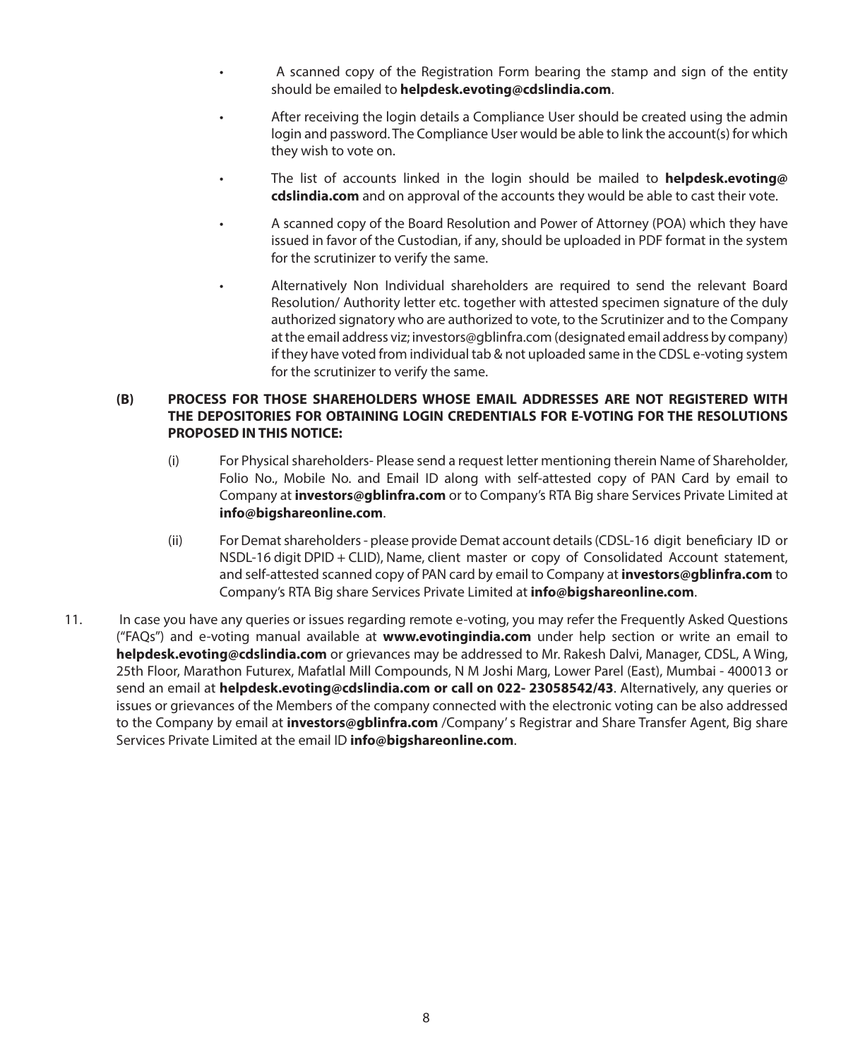- A scanned copy of the Registration Form bearing the stamp and sign of the entity should be emailed to **helpdesk.evoting@cdslindia.com**.
- After receiving the login details a Compliance User should be created using the admin login and password. The Compliance User would be able to link the account(s) for which they wish to vote on.
- The list of accounts linked in the login should be mailed to **helpdesk.evoting@cdslindia.com** and on approval of the accounts they would be able to cast their vote.
- A scanned copy of the Board Resolution and Power of Attorney (POA) which they have issued in favor of the Custodian, if any, should be uploaded in PDF format in the system for the scrutinizer to verify the same.
- Alternatively Non Individual shareholders are required to send the relevant Board Resolution/ Authority letter etc. together with attested specimen signature of the duly authorized signatory who are authorized to vote, to the Scrutinizer and to the Company at the email address viz; investors@gblinfra.com (designated email address by company) if they have voted from individual tab & not uploaded same in the CDSL e-voting system for the scrutinizer to verify the same.

**(B) PROCESS FOR THOSE SHAREHOLDERS WHOSE EMAIL ADDRESSES ARE NOT REGISTERED WITH THE DEPOSITORIES FOR OBTAINING LOGIN CREDENTIALS FOR E-VOTING FOR THE RESOLUTIONS PROPOSED IN THIS NOTICE:**

(i) For Physical shareholders- Please send a request letter mentioning therein Name of Shareholder, Folio No., Mobile No. and Email ID along with self-attested copy of PAN Card by email to Company at **investors@gblinfra.com** or to Company's RTA Big share Services Private Limited at **info@bigshareonline.com**.

(ii) For Demat shareholders - please provide Demat account details (CDSL-16 digit beneficiary ID or NSDL-16 digit DPID + CLID), Name, client master or copy of Consolidated Account statement, and self-attested scanned copy of PAN card by email to Company at **investors@gblinfra.com** to Company's RTA Big share Services Private Limited at **info@bigshareonline.com**.

11. In case you have any queries or issues regarding remote e-voting, you may refer the Frequently Asked Questions ("FAQs") and e-voting manual available at **www.evotingindia.com** under help section or write an email to **helpdesk.evoting@cdslindia.com** or grievances may be addressed to Mr. Rakesh Dalvi, Manager, CDSL, A Wing, 25th Floor, Marathon Futurex, Mafatlal Mill Compounds, N M Joshi Marg, Lower Parel (East), Mumbai - 400013 or send an email at **helpdesk.evoting@cdslindia.com or call on 022- 23058542/43**. Alternatively, any queries or issues or grievances of the Members of the company connected with the electronic voting can be also addressed to the Company by email at **investors@gblinfra.com** /Company' s Registrar and Share Transfer Agent, Big share Services Private Limited at the email ID **info@bigshareonline.com**.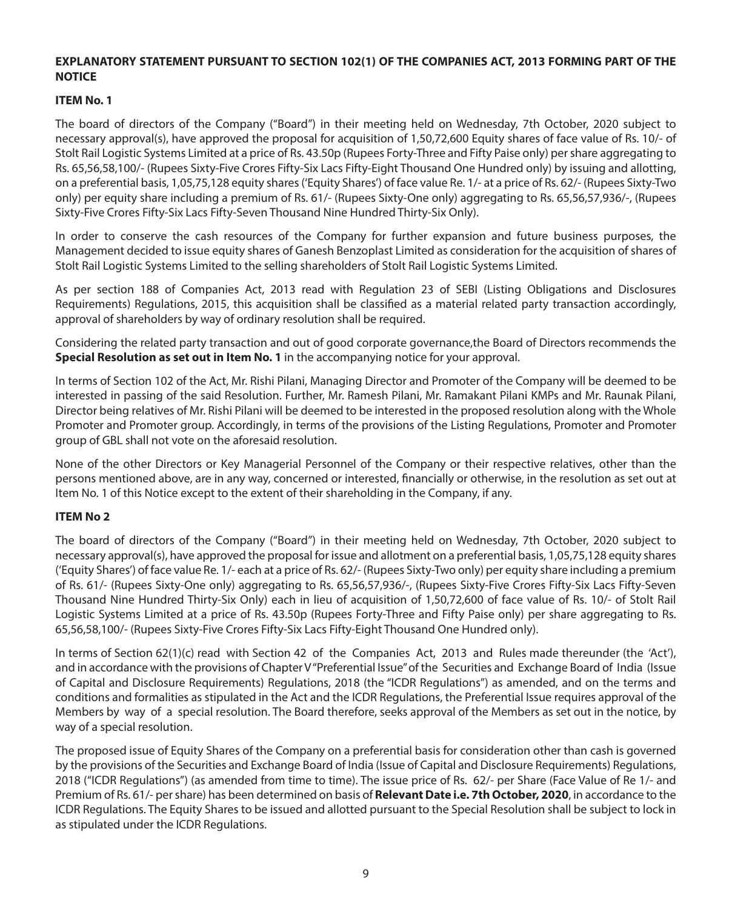**EXPLANATORY STATEMENT PURSUANT TO SECTION 102(1) OF THE COMPANIES ACT, 2013 FORMING PART OF THE NOTICE**

**ITEM No. 1**

The board of directors of the Company ("Board") in their meeting held on Wednesday, 7th October, 2020 subject to necessary approval(s), have approved the proposal for acquisition of 1,50,72,600 Equity shares of face value of Rs. 10/- of Stolt Rail Logistic Systems Limited at a price of Rs. 43.50p (Rupees Forty-Three and Fifty Paise only) per share aggregating to Rs. 65,56,58,100/- (Rupees Sixty-Five Crores Fifty-Six Lacs Fifty-Eight Thousand One Hundred only) by issuing and allotting, on a preferential basis, 1,05,75,128 equity shares ('Equity Shares') of face value Re. 1/- at a price of Rs. 62/- (Rupees Sixty-Two only) per equity share including a premium of Rs. 61/- (Rupees Sixty-One only) aggregating to Rs. 65,56,57,936/-, (Rupees Sixty-Five Crores Fifty-Six Lacs Fifty-Seven Thousand Nine Hundred Thirty-Six Only).

In order to conserve the cash resources of the Company for further expansion and future business purposes, the Management decided to issue equity shares of Ganesh Benzoplast Limited as consideration for the acquisition of shares of Stolt Rail Logistic Systems Limited to the selling shareholders of Stolt Rail Logistic Systems Limited.

As per section 188 of Companies Act, 2013 read with Regulation 23 of SEBI (Listing Obligations and Disclosures Requirements) Regulations, 2015, this acquisition shall be classified as a material related party transaction accordingly, approval of shareholders by way of ordinary resolution shall be required.

Considering the related party transaction and out of good corporate governance,the Board of Directors recommends the **Special Resolution as set out in Item No. 1** in the accompanying notice for your approval.

In terms of Section 102 of the Act, Mr. Rishi Pilani, Managing Director and Promoter of the Company will be deemed to be interested in passing of the said Resolution. Further, Mr. Ramesh Pilani, Mr. Ramakant Pilani KMPs and Mr. Raunak Pilani, Director being relatives of Mr. Rishi Pilani will be deemed to be interested in the proposed resolution along with the Whole Promoter and Promoter group. Accordingly, in terms of the provisions of the Listing Regulations, Promoter and Promoter group of GBL shall not vote on the aforesaid resolution.

None of the other Directors or Key Managerial Personnel of the Company or their respective relatives, other than the persons mentioned above, are in any way, concerned or interested, financially or otherwise, in the resolution as set out at Item No. 1 of this Notice except to the extent of their shareholding in the Company, if any.

**ITEM No 2**

The board of directors of the Company ("Board") in their meeting held on Wednesday, 7th October, 2020 subject to necessary approval(s), have approved the proposal for issue and allotment on a preferential basis, 1,05,75,128 equity shares ('Equity Shares') of face value Re. 1/- each at a price of Rs. 62/- (Rupees Sixty-Two only) per equity share including a premium of Rs. 61/- (Rupees Sixty-One only) aggregating to Rs. 65,56,57,936/-, (Rupees Sixty-Five Crores Fifty-Six Lacs Fifty-Seven Thousand Nine Hundred Thirty-Six Only) each in lieu of acquisition of 1,50,72,600 of face value of Rs. 10/- of Stolt Rail Logistic Systems Limited at a price of Rs. 43.50p (Rupees Forty-Three and Fifty Paise only) per share aggregating to Rs. 65,56,58,100/- (Rupees Sixty-Five Crores Fifty-Six Lacs Fifty-Eight Thousand One Hundred only).

In terms of Section 62(1)(c) read with Section 42 of the Companies Act, 2013 and Rules made thereunder (the 'Act'), and in accordance with the provisions of Chapter V "Preferential Issue" of the Securities and Exchange Board of India (Issue of Capital and Disclosure Requirements) Regulations, 2018 (the "ICDR Regulations") as amended, and on the terms and conditions and formalities as stipulated in the Act and the ICDR Regulations, the Preferential Issue requires approval of the Members by way of a special resolution. The Board therefore, seeks approval of the Members as set out in the notice, by way of a special resolution.

The proposed issue of Equity Shares of the Company on a preferential basis for consideration other than cash is governed by the provisions of the Securities and Exchange Board of India (Issue of Capital and Disclosure Requirements) Regulations, 2018 ("ICDR Regulations") (as amended from time to time). The issue price of Rs. 62/- per Share (Face Value of Re 1/- and Premium of Rs. 61/- per share) has been determined on basis of **Relevant Date i.e. 7th October, 2020**, in accordance to the ICDR Regulations. The Equity Shares to be issued and allotted pursuant to the Special Resolution shall be subject to lock in as stipulated under the ICDR Regulations.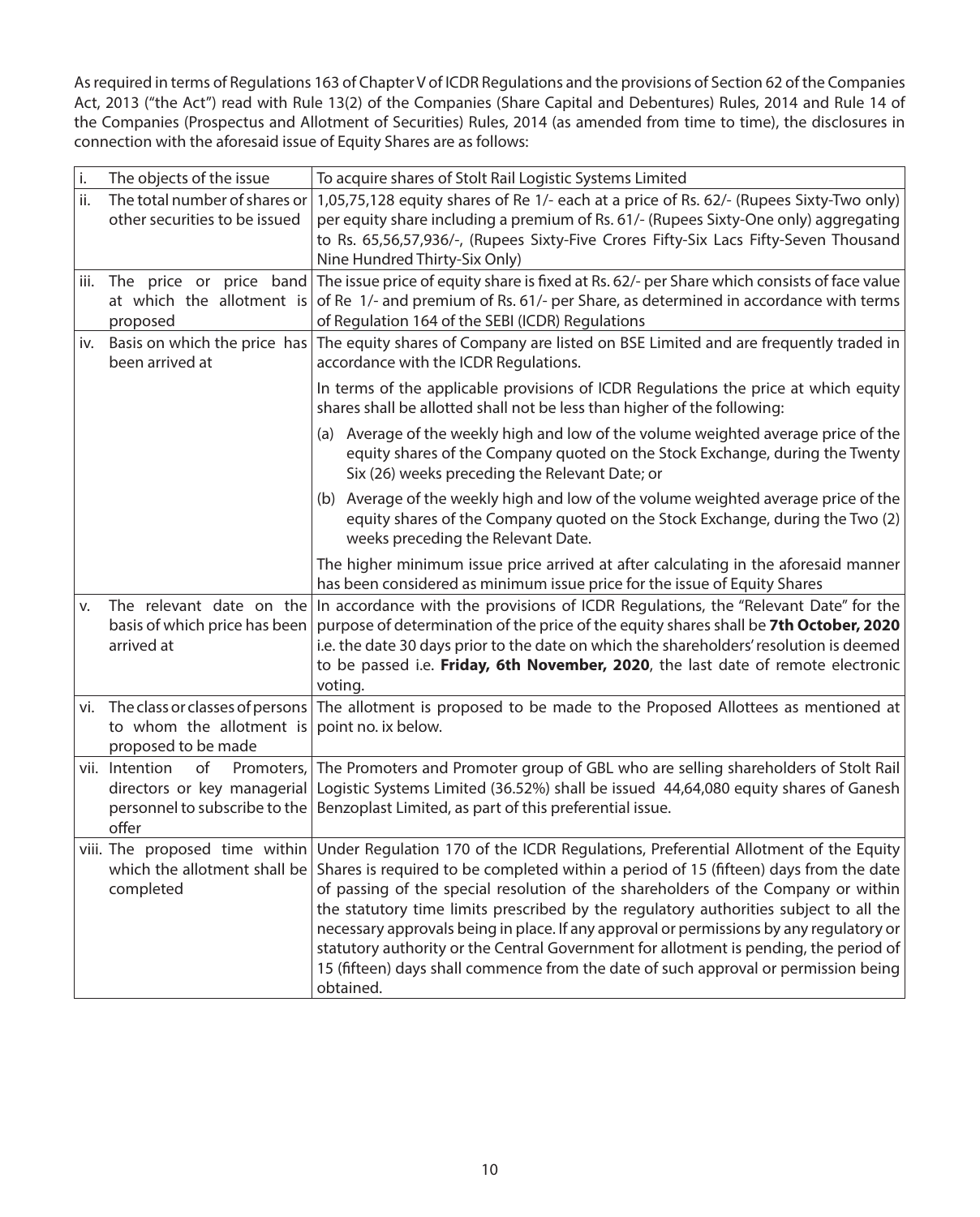As required in terms of Regulations 163 of Chapter V of ICDR Regulations and the provisions of Section 62 of the Companies Act, 2013 ("the Act") read with Rule 13(2) of the Companies (Share Capital and Debentures) Rules, 2014 and Rule 14 of the Companies (Prospectus and Allotment of Securities) Rules, 2014 (as amended from time to time), the disclosures in connection with the aforesaid issue of Equity Shares are as follows:

| | | |
|---|---|---|
| i. | The objects of the issue | To acquire shares of Stolt Rail Logistic Systems Limited |
| ii. | The total number of shares or other securities to be issued | 1,05,75,128 equity shares of Re 1/- each at a price of Rs. 62/- (Rupees Sixty-Two only) per equity share including a premium of Rs. 61/- (Rupees Sixty-One only) aggregating to Rs. 65,56,57,936/-, (Rupees Sixty-Five Crores Fifty-Six Lacs Fifty-Seven Thousand Nine Hundred Thirty-Six Only) |
| iii. | The price or price band at which the allotment is proposed | The issue price of equity share is fixed at Rs. 62/- per Share which consists of face value of Re 1/- and premium of Rs. 61/- per Share, as determined in accordance with terms of Regulation 164 of the SEBI (ICDR) Regulations |
| iv. | Basis on which the price has been arrived at | The equity shares of Company are listed on BSE Limited and are frequently traded in accordance with the ICDR Regulations.<br><br>In terms of the applicable provisions of ICDR Regulations the price at which equity shares shall be allotted shall not be less than higher of the following:<br><br>(a) Average of the weekly high and low of the volume weighted average price of the equity shares of the Company quoted on the Stock Exchange, during the Twenty Six (26) weeks preceding the Relevant Date; or<br><br>(b) Average of the weekly high and low of the volume weighted average price of the equity shares of the Company quoted on the Stock Exchange, during the Two (2) weeks preceding the Relevant Date.<br><br>The higher minimum issue price arrived at after calculating in the aforesaid manner has been considered as minimum issue price for the issue of Equity Shares |
| v. | The relevant date on the basis of which price has been arrived at | In accordance with the provisions of ICDR Regulations, the "Relevant Date" for the purpose of determination of the price of the equity shares shall be **7th October, 2020** i.e. the date 30 days prior to the date on which the shareholders' resolution is deemed to be passed i.e. **Friday, 6th November, 2020**, the last date of remote electronic voting. |
| vi. | The class or classes of persons to whom the allotment is proposed to be made | The allotment is proposed to be made to the Proposed Allottees as mentioned at point no. ix below. |
| vii. | Intention of Promoters, directors or key managerial personnel to subscribe to the offer | The Promoters and Promoter group of GBL who are selling shareholders of Stolt Rail Logistic Systems Limited (36.52%) shall be issued 44,64,080 equity shares of Ganesh Benzoplast Limited, as part of this preferential issue. |
| viii. | The proposed time within which the allotment shall be completed | Under Regulation 170 of the ICDR Regulations, Preferential Allotment of the Equity Shares is required to be completed within a period of 15 (fifteen) days from the date of passing of the special resolution of the shareholders of the Company or within the statutory time limits prescribed by the regulatory authorities subject to all the necessary approvals being in place. If any approval or permissions by any regulatory or statutory authority or the Central Government for allotment is pending, the period of 15 (fifteen) days shall commence from the date of such approval or permission being obtained. |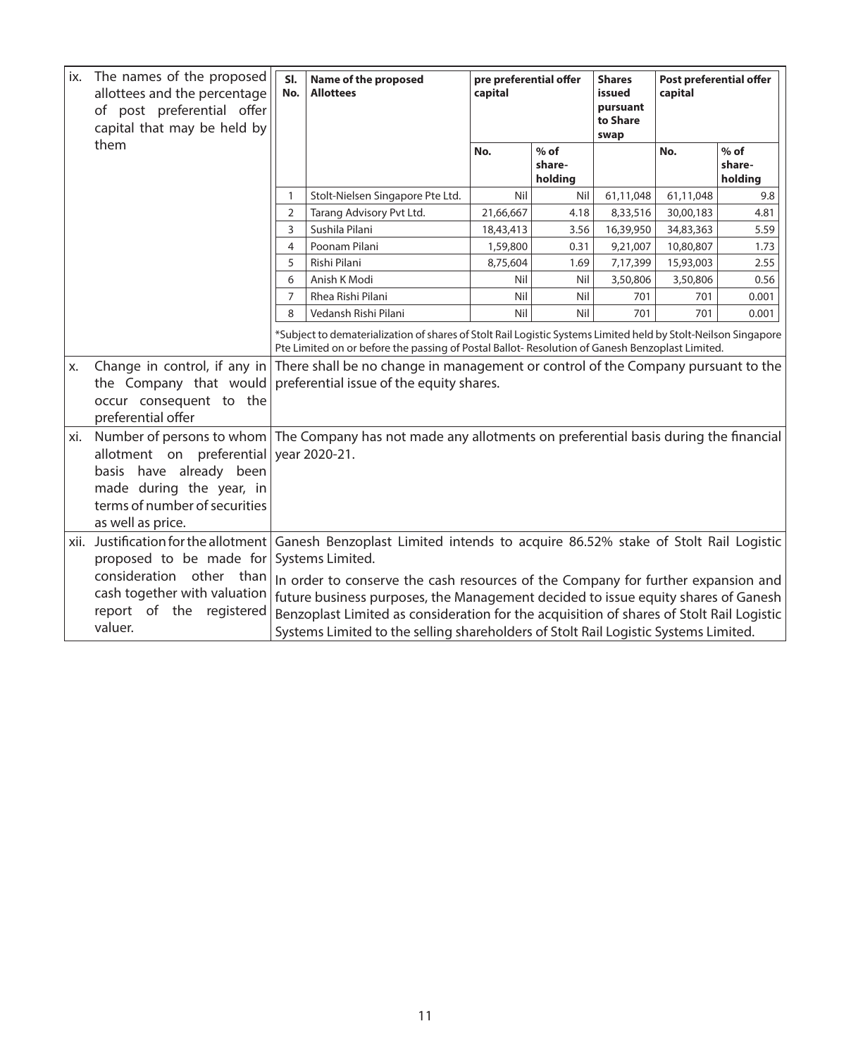| | | | | | | | | | |
|---|---|---|---|---|---|---|---|---|---|
| ix. | The names of the proposed allottees and the percentage of post preferential offer capital that may be held by them | **Sl. No.** | **Name of the proposed Allottees** | **pre preferential offer capital** | | **Shares issued pursuant to Share swap** | **Post preferential offer capital** | |
| | | | | **No.** | **% of share-holding** | | **No.** | **% of share-holding** |
| | | 1 | Stolt-Nielsen Singapore Pte Ltd. | Nil | Nil | 61,11,048 | 61,11,048 | 9.8 |
| | | 2 | Tarang Advisory Pvt Ltd. | 21,66,667 | 4.18 | 8,33,516 | 30,00,183 | 4.81 |
| | | 3 | Sushila Pilani | 18,43,413 | 3.56 | 16,39,950 | 34,83,363 | 5.59 |
| | | 4 | Poonam Pilani | 1,59,800 | 0.31 | 9,21,007 | 10,80,807 | 1.73 |
| | | 5 | Rishi Pilani | 8,75,604 | 1.69 | 7,17,399 | 15,93,003 | 2.55 |
| | | 6 | Anish K Modi | Nil | Nil | 3,50,806 | 3,50,806 | 0.56 |
| | | 7 | Rhea Rishi Pilani | Nil | Nil | 701 | 701 | 0.001 |
| | | 8 | Vedansh Rishi Pilani | Nil | Nil | 701 | 701 | 0.001 |
| | | *Subject to dematerialization of shares of Stolt Rail Logistic Systems Limited held by Stolt-Neilson Singapore Pte Limited on or before the passing of Postal Ballot- Resolution of Ganesh Benzoplast Limited. | | | | | | |
| x. | Change in control, if any in the Company that would occur consequent to the preferential offer | There shall be no change in management or control of the Company pursuant to the preferential issue of the equity shares. | | | | | | |
| xi. | Number of persons to whom allotment on preferential basis have already been made during the year, in terms of number of securities as well as price. | The Company has not made any allotments on preferential basis during the financial year 2020-21. | | | | | | |
| xii. | Justification for the allotment proposed to be made for consideration other than cash together with valuation report of the registered valuer. | Ganesh Benzoplast Limited intends to acquire 86.52% stake of Stolt Rail Logistic Systems Limited.<br><br>In order to conserve the cash resources of the Company for further expansion and future business purposes, the Management decided to issue equity shares of Ganesh Benzoplast Limited as consideration for the acquisition of shares of Stolt Rail Logistic Systems Limited to the selling shareholders of Stolt Rail Logistic Systems Limited. | | | | | | |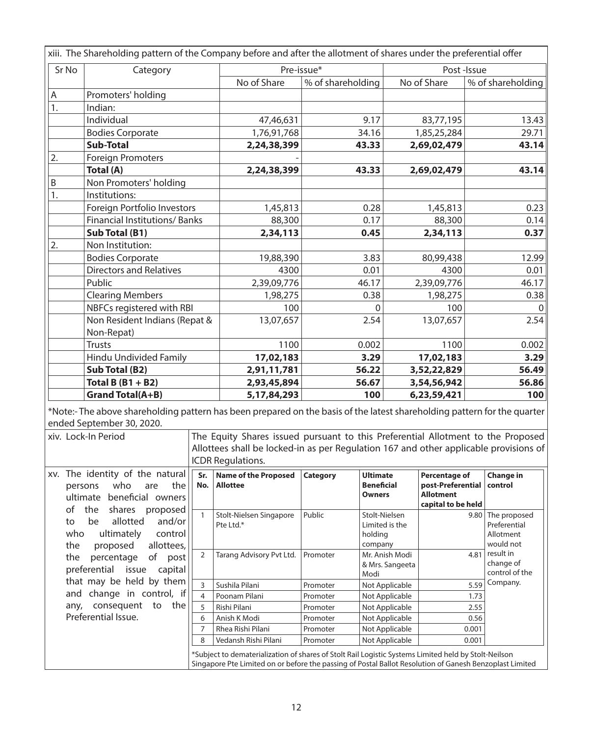xiii. The Shareholding pattern of the Company before and after the allotment of shares under the preferential offer

| Sr No | Category | Pre-issue* | | Post -Issue | |
|---|---|---|---|---|---|
| | | No of Share | % of shareholding | No of Share | % of shareholding |
| A | Promoters' holding | | | | |
| 1. | Indian: | | | | |
| | Individual | 47,46,631 | 9.17 | 83,77,195 | 13.43 |
| | Bodies Corporate | 1,76,91,768 | 34.16 | 1,85,25,284 | 29.71 |
| | **Sub-Total** | **2,24,38,399** | **43.33** | **2,69,02,479** | **43.14** |
| 2. | Foreign Promoters | - | | | |
| | **Total (A)** | **2,24,38,399** | **43.33** | **2,69,02,479** | **43.14** |
| B | Non Promoters' holding | | | | |
| 1. | Institutions: | | | | |
| | Foreign Portfolio Investors | 1,45,813 | 0.28 | 1,45,813 | 0.23 |
| | Financial Institutions/ Banks | 88,300 | 0.17 | 88,300 | 0.14 |
| | **Sub Total (B1)** | **2,34,113** | **0.45** | **2,34,113** | **0.37** |
| 2. | Non Institution: | | | | |
| | Bodies Corporate | 19,88,390 | 3.83 | 80,99,438 | 12.99 |
| | Directors and Relatives | 4300 | 0.01 | 4300 | 0.01 |
| | Public | 2,39,09,776 | 46.17 | 2,39,09,776 | 46.17 |
| | Clearing Members | 1,98,275 | 0.38 | 1,98,275 | 0.38 |
| | NBFCs registered with RBI | 100 | 0 | 100 | 0 |
| | Non Resident Indians (Repat & Non-Repat) | 13,07,657 | 2.54 | 13,07,657 | 2.54 |
| | Trusts | 1100 | 0.002 | 1100 | 0.002 |
| | Hindu Undivided Family | **17,02,183** | **3.29** | **17,02,183** | **3.29** |
| | **Sub Total (B2)** | **2,91,11,781** | **56.22** | **3,52,22,829** | **56.49** |
| | **Total B (B1 + B2)** | **2,93,45,894** | **56.67** | **3,54,56,942** | **56.86** |
| | **Grand Total(A+B)** | **5,17,84,293** | **100** | **6,23,59,421** | **100** |

*Note:- The above shareholding pattern has been prepared on the basis of the latest shareholding pattern for the quarter ended September 30, 2020.

**xiv. Lock-In Period**

The Equity Shares issued pursuant to this Preferential Allotment to the Proposed Allottees shall be locked-in as per Regulation 167 and other applicable provisions of ICDR Regulations.

**xv. The identity of the natural persons who are the ultimate beneficial owners of the shares proposed to be allotted and/or who ultimately control the proposed allottees, the percentage of post preferential issue capital that may be held by them and change in control, if any, consequent to the Preferential Issue.**

| Sr. No. | Name of the Proposed Allottee | Category | Ultimate Beneficial Owners | Percentage of post-Preferential Allotment capital to be held | Change in control |
|---|---|---|---|---|---|
| 1 | Stolt-Nielsen Singapore Pte Ltd.* | Public | Stolt-Nielsen Limited is the holding company | 9.80 | The proposed Preferential Allotment would not result in change of control of the Company. |
| 2 | Tarang Advisory Pvt Ltd. | Promoter | Mr. Anish Modi & Mrs. Sangeeta Modi | 4.81 | |
| 3 | Sushila Pilani | Promoter | Not Applicable | 5.59 | |
| 4 | Poonam Pilani | Promoter | Not Applicable | 1.73 | |
| 5 | Rishi Pilani | Promoter | Not Applicable | 2.55 | |
| 6 | Anish K Modi | Promoter | Not Applicable | 0.56 | |
| 7 | Rhea Rishi Pilani | Promoter | Not Applicable | 0.001 | |
| 8 | Vedansh Rishi Pilani | Promoter | Not Applicable | 0.001 | |

*Subject to dematerialization of shares of Stolt Rail Logistic Systems Limited held by Stolt-Neilson Singapore Pte Limited on or before the passing of Postal Ballot Resolution of Ganesh Benzoplast Limited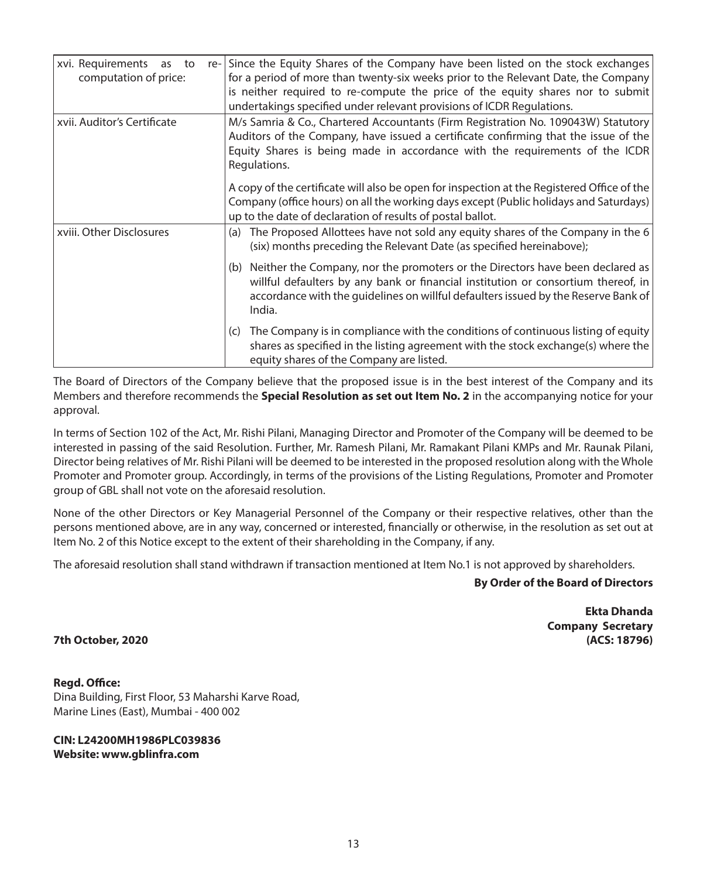| | |
|---|---|
| xvi. Requirements as to re-computation of price: | Since the Equity Shares of the Company have been listed on the stock exchanges for a period of more than twenty-six weeks prior to the Relevant Date, the Company is neither required to re-compute the price of the equity shares nor to submit undertakings specified under relevant provisions of ICDR Regulations. |
| xvii. Auditor's Certificate | M/s Samria & Co., Chartered Accountants (Firm Registration No. 109043W) Statutory Auditors of the Company, have issued a certificate confirming that the issue of the Equity Shares is being made in accordance with the requirements of the ICDR Regulations.<br><br>A copy of the certificate will also be open for inspection at the Registered Office of the Company (office hours) on all the working days except (Public holidays and Saturdays) up to the date of declaration of results of postal ballot. |
| xviii. Other Disclosures | (a) The Proposed Allottees have not sold any equity shares of the Company in the 6 (six) months preceding the Relevant Date (as specified hereinabove);<br><br>(b) Neither the Company, nor the promoters or the Directors have been declared as willful defaulters by any bank or financial institution or consortium thereof, in accordance with the guidelines on willful defaulters issued by the Reserve Bank of India.<br><br>(c) The Company is in compliance with the conditions of continuous listing of equity shares as specified in the listing agreement with the stock exchange(s) where the equity shares of the Company are listed. |

The Board of Directors of the Company believe that the proposed issue is in the best interest of the Company and its Members and therefore recommends the **Special Resolution as set out Item No. 2** in the accompanying notice for your approval.

In terms of Section 102 of the Act, Mr. Rishi Pilani, Managing Director and Promoter of the Company will be deemed to be interested in passing of the said Resolution. Further, Mr. Ramesh Pilani, Mr. Ramakant Pilani KMPs and Mr. Raunak Pilani, Director being relatives of Mr. Rishi Pilani will be deemed to be interested in the proposed resolution along with the Whole Promoter and Promoter group. Accordingly, in terms of the provisions of the Listing Regulations, Promoter and Promoter group of GBL shall not vote on the aforesaid resolution.

None of the other Directors or Key Managerial Personnel of the Company or their respective relatives, other than the persons mentioned above, are in any way, concerned or interested, financially or otherwise, in the resolution as set out at Item No. 2 of this Notice except to the extent of their shareholding in the Company, if any.

The aforesaid resolution shall stand withdrawn if transaction mentioned at Item No.1 is not approved by shareholders.

**By Order of the Board of Directors**

**Ekta Dhanda**
**Company Secretary**
**(ACS: 18796)**

**7th October, 2020**

**Regd. Office:**
Dina Building, First Floor, 53 Maharshi Karve Road,
Marine Lines (East), Mumbai - 400 002

**CIN: L24200MH1986PLC039836**
**Website: www.gblinfra.com**